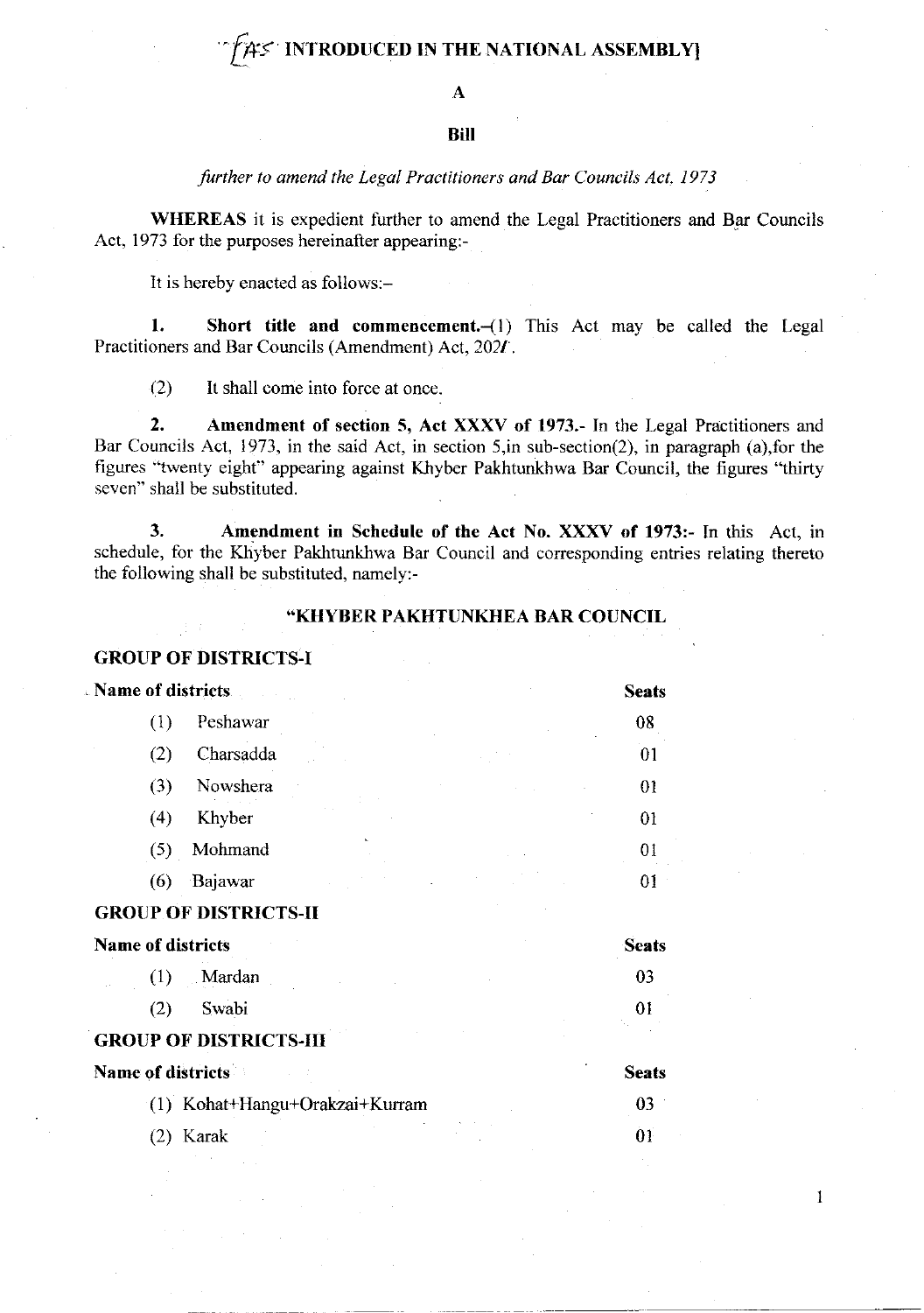# [AS INTRODUCED IN THE NATIONAL ASSEMBLY]

## A

## Bill

*further to amend the Legal Practitioners and Bar Councils Act, 1973*

**WHEREAS** it is expedient further to amend the Legal Practitioners and Bar Councils Act, 1973 for the purposes hereinafter appearing:-

It is hereby enacted as follows:–

**1. Short title and commencement.**–(1) This Act may be called the Legal Practitioners and Bar Councils (Amendment) Act, 2021.

(2) It shall come into force at once.

**2. Amendment of section 5, Act XXXV of 1973.**- In the Legal Practitioners and Bar Councils Act, 1973, in the said Act, in section 5,in sub-section(2), in paragraph (a),for the figures "twenty eight" appearing against Khyber Pakhtunkhwa Bar Council, the figures "thirty seven" shall be substituted.

**3. Amendment in Schedule of the Act No. XXXV of 1973:-** In this Act, in schedule, for the Khyber Pakhtunkhwa Bar Council and corresponding entries relating thereto the following shall be substituted, namely:-

### "KHYBER PAKHTUNKHEA BAR COUNCIL

**GROUP OF DISTRICTS-I**

| Name of districts | Seats |
|---|---|
| (1) Peshawar | 08 |
| (2) Charsadda | 01 |
| (3) Nowshera | 01 |
| (4) Khyber | 01 |
| (5) Mohmand | 01 |
| (6) Bajawar | 01 |

**GROUP OF DISTRICTS-II**

| Name of districts | Seats |
|---|---|
| (1) Mardan | 03 |
| (2) Swabi | 01 |

**GROUP OF DISTRICTS-III**

| Name of districts | Seats |
|---|---|
| (1) Kohat+Hangu+Orakzai+Kurram | 03 |
| (2) Karak | 01 |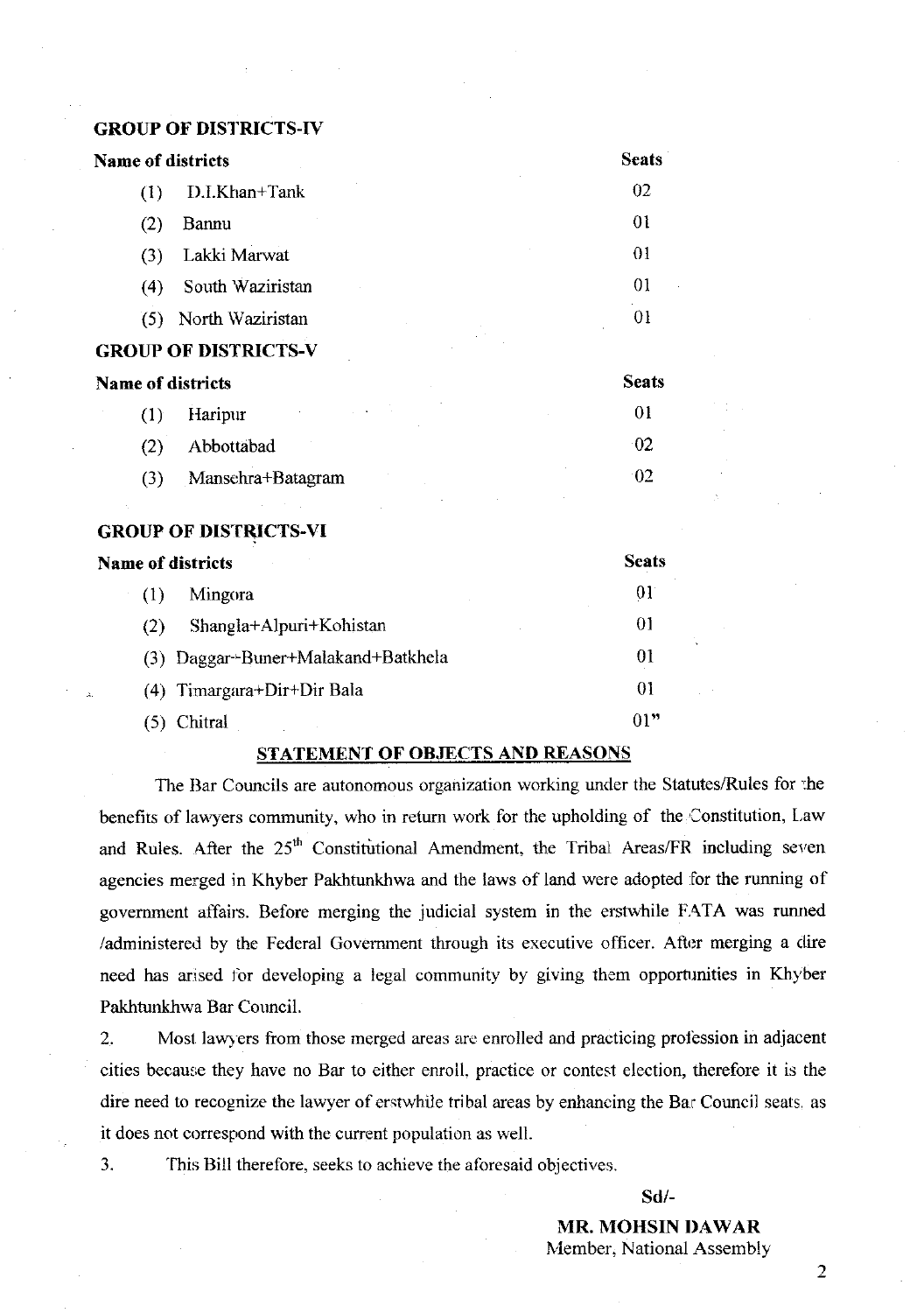### GROUP OF DISTRICTS-IV

| Name of districts | Seats |
| --- | --- |
| (1) D.I.Khan+Tank | 02 |
| (2) Bannu | 01 |
| (3) Lakki Marwat | 01 |
| (4) South Waziristan | 01 |
| (5) North Waziristan | 01 |

### GROUP OF DISTRICTS-V

| Name of districts | Seats |
| --- | --- |
| (1) Haripur | 01 |
| (2) Abbottabad | 02 |
| (3) Mansehra+Batagram | 02 |

### GROUP OF DISTRICTS-VI

| Name of districts | Seats |
| --- | --- |
| (1) Mingora | 01 |
| (2) Shangla+Alpuri+Kohistan | 01 |
| (3) Daggar--Buner+Malakand+Batkhela | 01 |
| (4) Timargara+Dir+Dir Bala | 01 |
| (5) Chitral | 01" |

## STATEMENT OF OBJECTS AND REASONS

The Bar Councils are autonomous organization working under the Statutes/Rules for the benefits of lawyers community, who in return work for the upholding of the Constitution, Law and Rules. After the 25th Constitutional Amendment, the Tribal Areas/FR including seven agencies merged in Khyber Pakhtunkhwa and the laws of land were adopted for the running of government affairs. Before merging the judicial system in the erstwhile FATA was runned /administered by the Federal Government through its executive officer. After merging a dire need has arised for developing a legal community by giving them opportunities in Khyber Pakhtunkhwa Bar Council.

2. Most lawyers from those merged areas are enrolled and practicing profession in adjacent cities because they have no Bar to either enroll, practice or contest election, therefore it is the dire need to recognize the lawyer of erstwhile tribal areas by enhancing the Bar Council seats, as it does not correspond with the current population as well.

3. This Bill therefore, seeks to achieve the aforesaid objectives.

Sd/-

**MR. MOHSIN DAWAR**
Member, National Assembly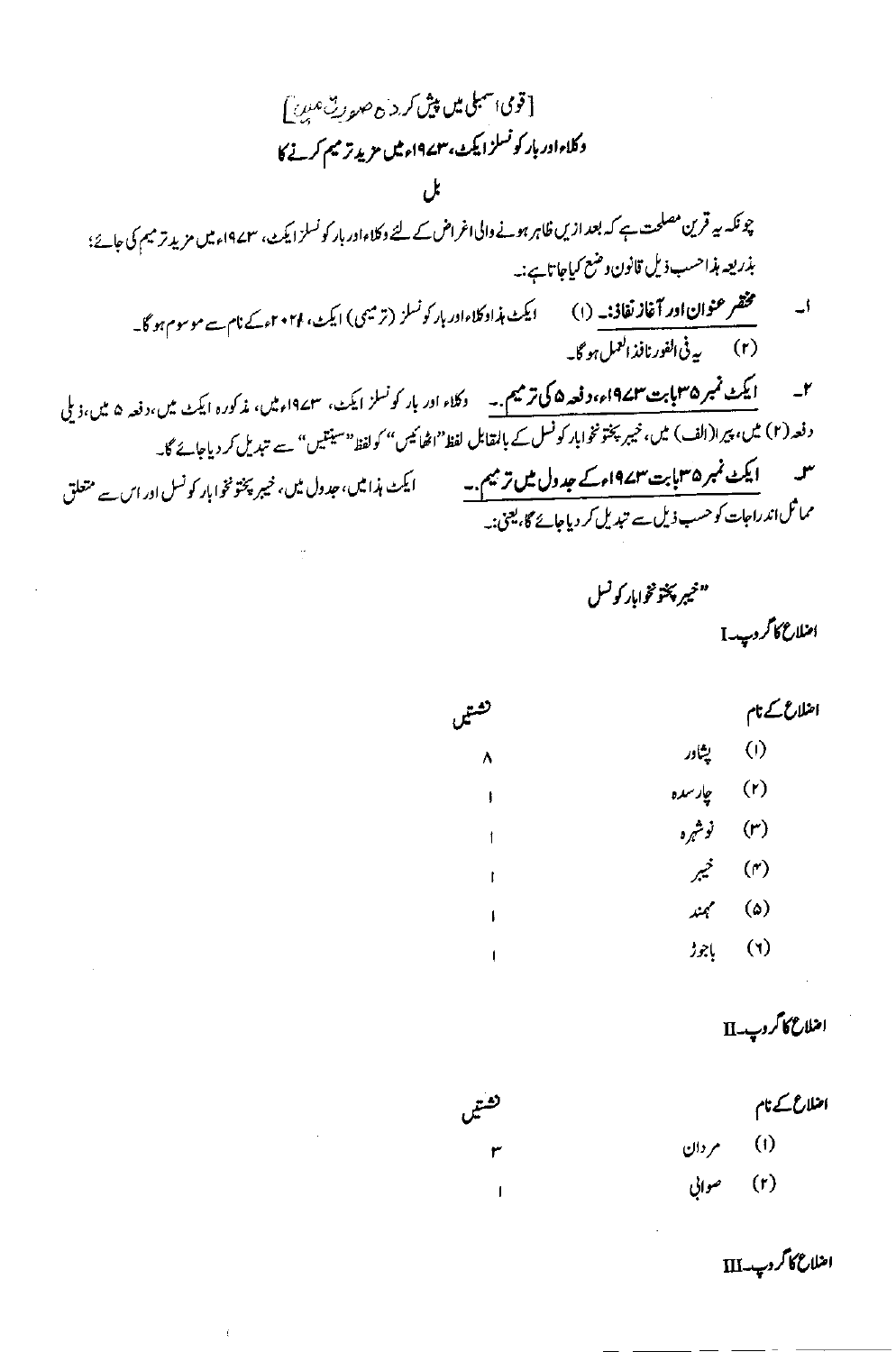[قومی اسمبلی میں پیش کردہ صورت میں]

## وکلاء اور بار کونسلز ایکٹ، ۱۹۷۳ء میں مزید ترمیم کرنے کا

## بل

چونکہ یہ قرین مصلحت ہے کہ بعد ازیں ظاہر ہونے والی اغراض کے لئے وکلاء اور بار کونسلز ایکٹ، ۱۹۷۳ء میں مزید ترمیم کی جائے؛

بذریعہ ہذا حسب ذیل قانون وضع کیا جاتا ہے:۔

۱۔ **مختصر عنوان اور آغاز نفاذ:۔** (۱) ایکٹ ہذا وکلاء اور بار کونسلز (ترمیمی) ایکٹ، ۲۰۲۴ء کے نام سے موسوم ہو گا۔

(۲) یہ فی الفور نافذ العمل ہو گا۔

۲۔ **ایکٹ نمبر ۳۵ بابت ۱۹۷۳ء، دفعہ ۵ کی ترمیم:۔** وکلاء اور بار کونسلز ایکٹ، ۱۹۷۳ء میں، مذکورہ ایکٹ میں، دفعہ ۵ میں، ذیلی دفعہ (۲) میں، پیرا (الف) میں، خیبر پختونخوا بار کونسل کے بالمقابل لفظ "اٹھائیس" کو لفظ "سینتیس" سے تبدیل کر دیا جائے گا۔

۳۔ **ایکٹ نمبر ۳۵ بابت ۱۹۷۳ء کے جدول میں ترمیم:۔** ایکٹ ہذا میں، جدول میں، خیبر پختونخوا بار کونسل اور اس سے متعلق مماثل اندراجات کو حسب ذیل سے تبدیل کر دیا جائے گا، یعنی:۔

"خیبر پختونخوا بار کونسل

اضلاع کا گروپ-I

| اضلاع کے نام | نشستیں |
| --- | --- |
| (۱) پشاور | ۸ |
| (۲) چارسدہ | ۱ |
| (۳) نوشہرہ | ۱ |
| (۴) خیبر | ۱ |
| (۵) مہمند | ۱ |
| (۶) باجوڑ | ۱ |

اضلاع کا گروپ-II

| اضلاع کے نام | نشستیں |
| --- | --- |
| (۱) مردان | ۳ |
| (۲) صوابی | ۱ |

اضلاع کا گروپ-III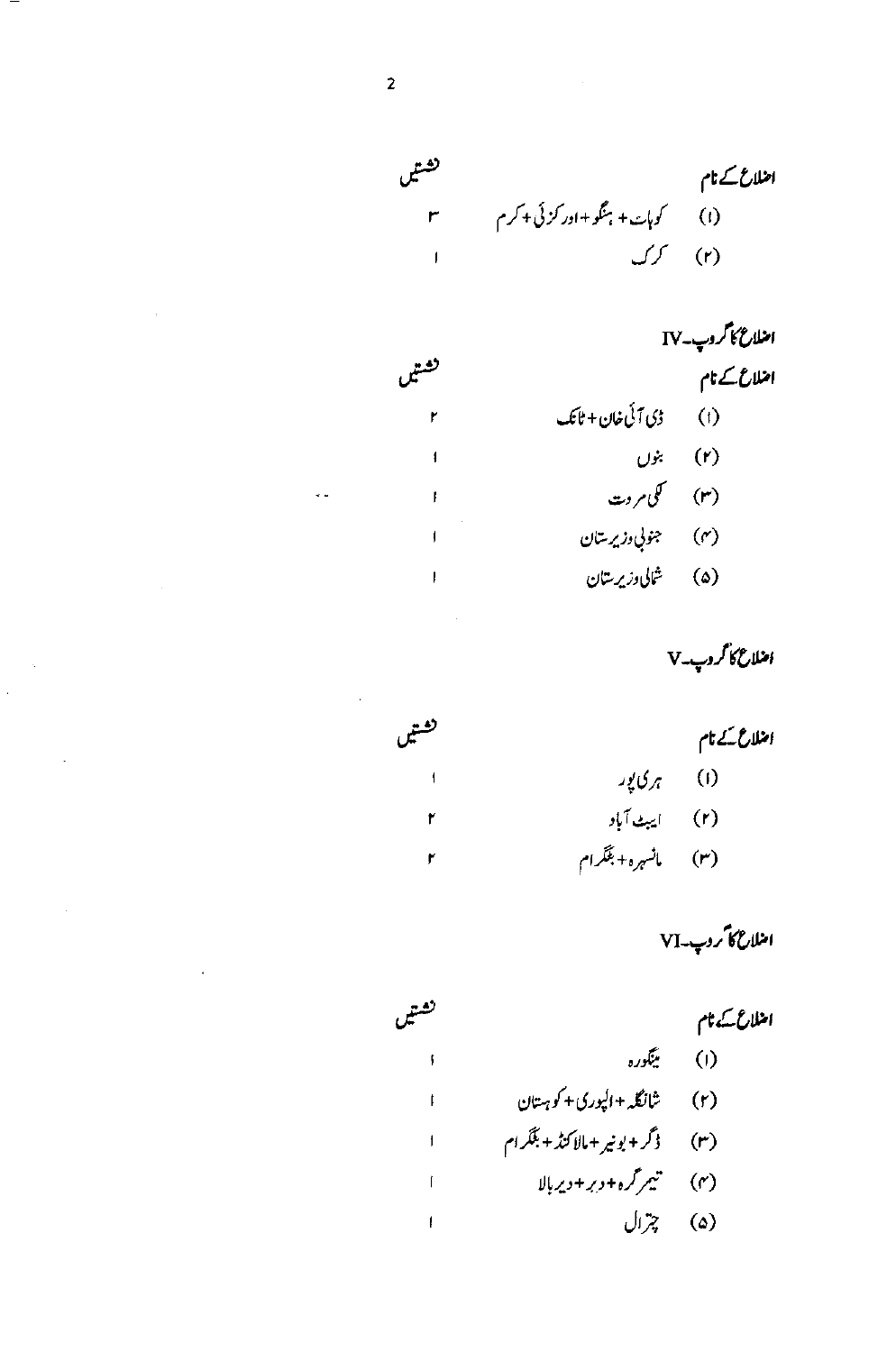| اضلاع کے نام | نشستیں |
|---|---|
| (۱) کوہاٹ + ہنگو + اورکزئی + کرم | ۳ |
| (۲) کرک | ۱ |

### اضلاع کا گروپ۔IV

| اضلاع کے نام | نشستیں |
|---|---|
| (۱) ڈی آئی خان + ٹانک | ۲ |
| (۲) بنوں | ۱ |
| (۳) لکی مروت | ۱ |
| (۴) جنوبی وزیرستان | ۱ |
| (۵) شمالی وزیرستان | ۱ |

### اضلاع کا گروپ۔V

| اضلاع کے نام | نشستیں |
|---|---|
| (۱) ہری پور | ۱ |
| (۲) ایبٹ آباد | ۲ |
| (۳) مانسہرہ + بٹگرام | ۲ |

### اضلاع کا گروپ۔VI

| اضلاع کے نام | نشستیں |
|---|---|
| (۱) مینگورہ | ۱ |
| (۲) شانگلہ + الپوری + کوہستان | ۱ |
| (۳) ڈگر + بونیر + مالاکنڈ + بٹگرام | ۱ |
| (۴) تیمرگرہ + دیر + دیر بالا | ۱ |
| (۵) چترال | ۱ |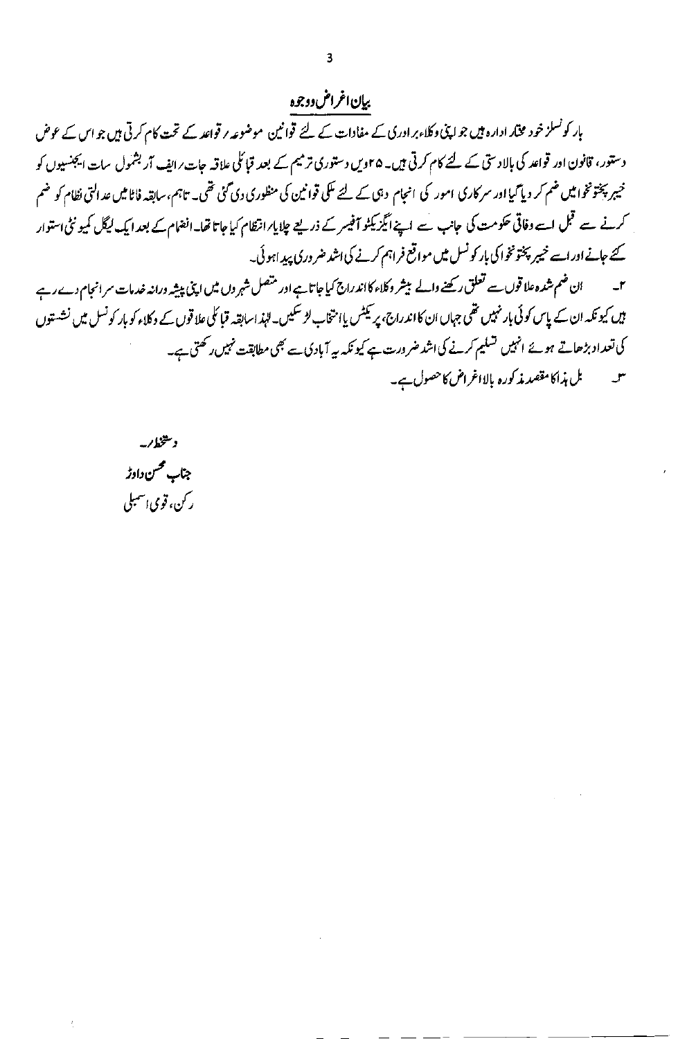## بیان اغراض ووجوہ

بار کونسلز خود مختار ادارہ ہیں جو اپنی وکلاء برادری کے مفادات کے لئے قوانین موضوعہ رقواعد کے تحت کام کرتی ہیں جو اس کے عوض دستور، قانون اور قواعد کی بالادستی کے لئے کام کرتی ہیں۔ ۲۵ویں دستوری ترمیم کے بعد قبائلی علاقہ جات رایف آر بشمول سات ایجنسیوں کو خیبر پختونخوا میں ضم کر دیا گیا اور سرکاری امور کی انجام دہی کے لئے ملکی قوانین کی منظوری دی گئی تھی۔ تاہم، سابقہ فاٹا میں عدالتی نظام کو ضم کرنے سے قبل اسے وفاقی حکومت کی جانب سے اپنے ایگزیکٹو آفیسر کے ذریعے چلایا یا انتظام کیا جاتا تھا۔ انضمام کے بعد ایک لیگل کمیونٹی استوار کئے جانے اور اسے خیبر پختونخوا کی بار کونسل میں مواقع فراہم کرنے کی اشد ضرورت پیدا ہوئی۔

۲۔ ان ضم شدہ علاقوں سے تعلق رکھنے والے بیشتر وکلاء کا اندراج کیا جاتا ہے اور متصل شہروں میں اپنی پیشہ ورانہ خدمات سرانجام دے رہے ہیں کیونکہ ان کے پاس کوئی بار نہیں تھی جہاں ان کا اندراج، پریکٹس یا انتخاب لڑ سکیں۔ لہٰذا سابقہ قبائلی علاقوں کے وکلاء کو بار کونسل میں نشستوں کی تعداد بڑھاتے ہوئے انہیں تسلیم کرنے کی اشد ضرورت ہے کیونکہ یہ آبادی سے بھی مطابقت نہیں رکھتی ہے۔

۳۔ بل ہذا کا مقصد مذکورہ بالا اغراض کا حصول ہے۔

دستخط/۔

جناب محسن داوڑ

رکن، قومی اسمبلی